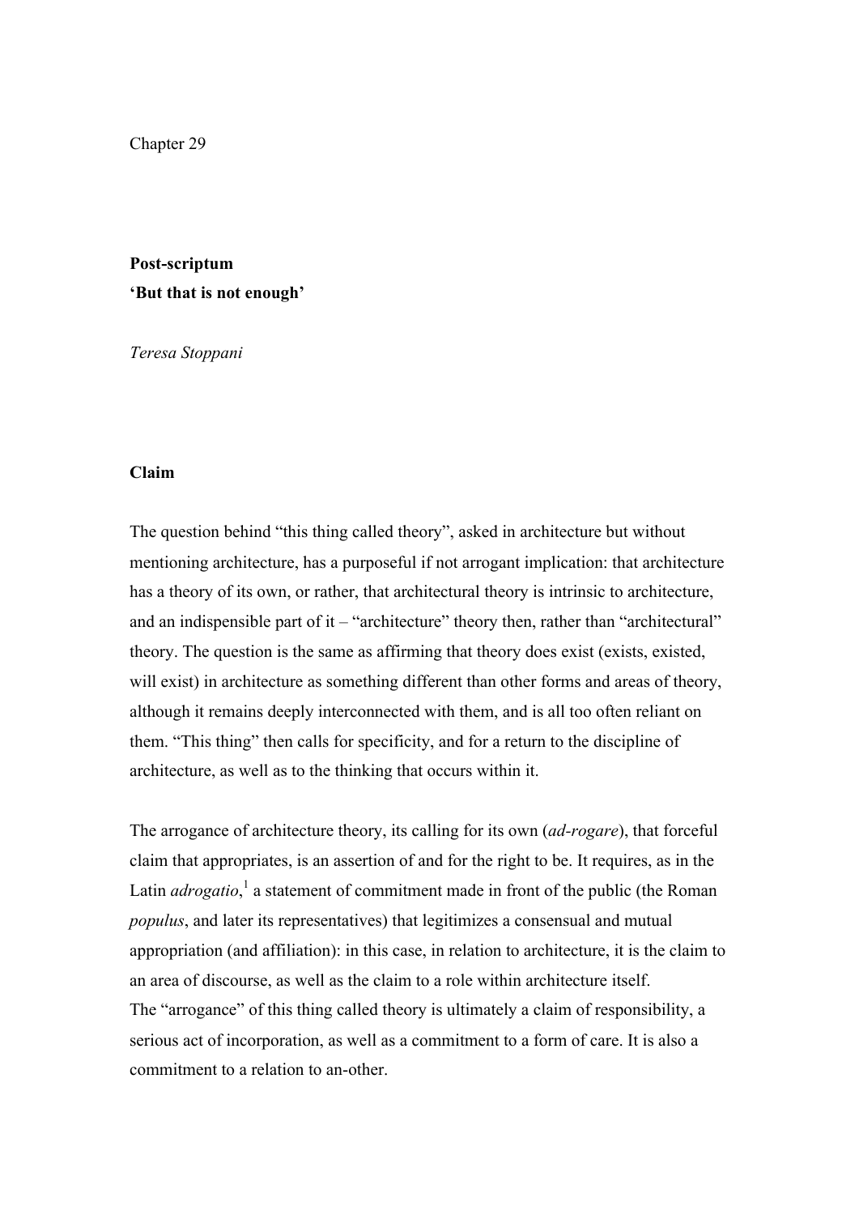Chapter 29

# Post-scriptum
## ‘But that is not enough’

*Teresa Stoppani*

### Claim

The question behind “this thing called theory”, asked in architecture but without mentioning architecture, has a purposeful if not arrogant implication: that architecture has a theory of its own, or rather, that architectural theory is intrinsic to architecture, and an indispensible part of it – “architecture” theory then, rather than “architectural” theory. The question is the same as affirming that theory does exist (exists, existed, will exist) in architecture as something different than other forms and areas of theory, although it remains deeply interconnected with them, and is all too often reliant on them. “This thing” then calls for specificity, and for a return to the discipline of architecture, as well as to the thinking that occurs within it.

The arrogance of architecture theory, its calling for its own (*ad-rogare*), that forceful claim that appropriates, is an assertion of and for the right to be. It requires, as in the Latin *adrogatio*,[1] a statement of commitment made in front of the public (the Roman *populus*, and later its representatives) that legitimizes a consensual and mutual appropriation (and affiliation): in this case, in relation to architecture, it is the claim to an area of discourse, as well as the claim to a role within architecture itself.
The “arrogance” of this thing called theory is ultimately a claim of responsibility, a serious act of incorporation, as well as a commitment to a form of care. It is also a commitment to a relation to an-other.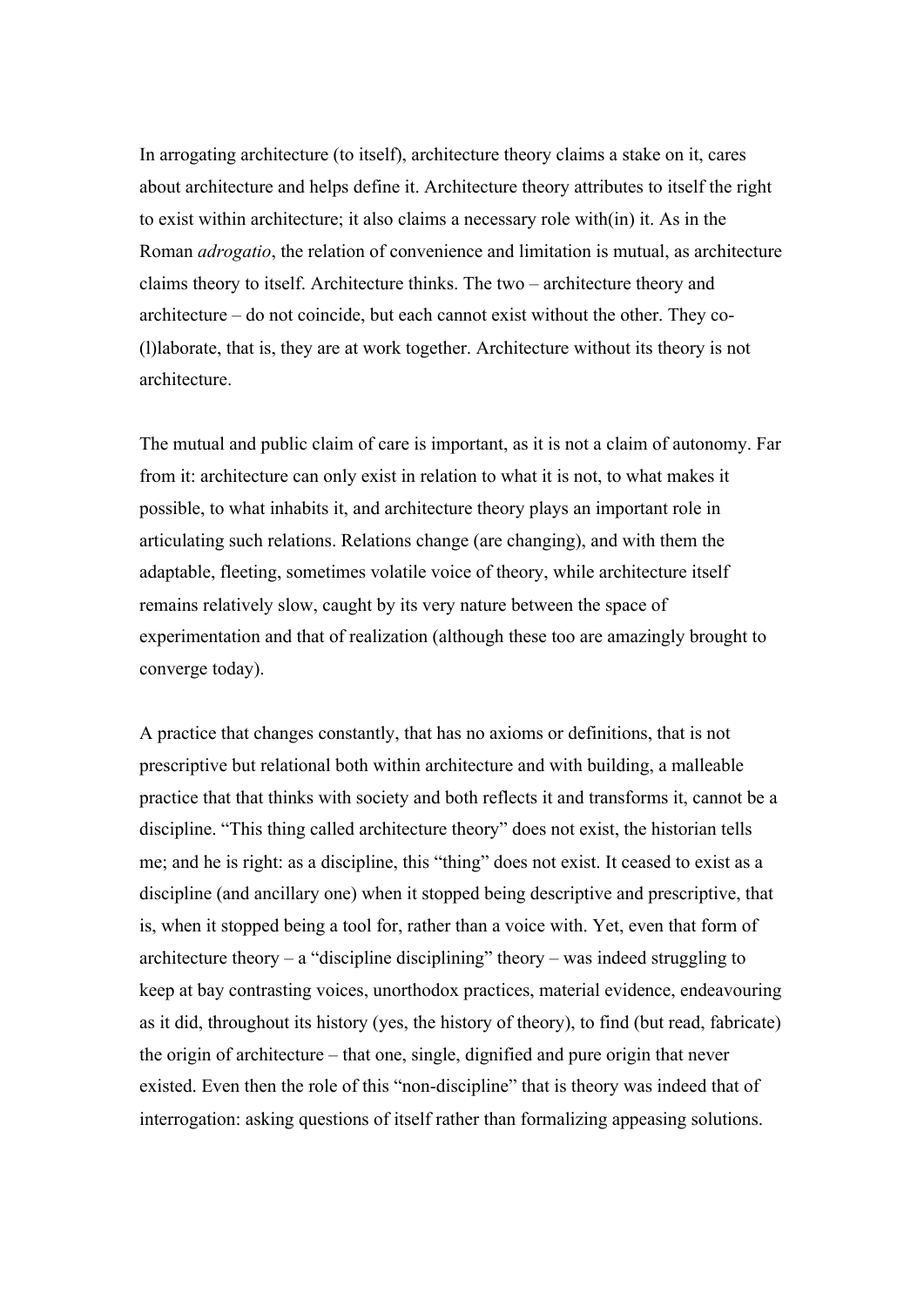In arrogating architecture (to itself), architecture theory claims a stake on it, cares about architecture and helps define it. Architecture theory attributes to itself the right to exist within architecture; it also claims a necessary role with(in) it. As in the Roman *adrogatio*, the relation of convenience and limitation is mutual, as architecture claims theory to itself. Architecture thinks. The two – architecture theory and architecture – do not coincide, but each cannot exist without the other. They co-(l)laborate, that is, they are at work together. Architecture without its theory is not architecture.

The mutual and public claim of care is important, as it is not a claim of autonomy. Far from it: architecture can only exist in relation to what it is not, to what makes it possible, to what inhabits it, and architecture theory plays an important role in articulating such relations. Relations change (are changing), and with them the adaptable, fleeting, sometimes volatile voice of theory, while architecture itself remains relatively slow, caught by its very nature between the space of experimentation and that of realization (although these too are amazingly brought to converge today).

A practice that changes constantly, that has no axioms or definitions, that is not prescriptive but relational both within architecture and with building, a malleable practice that that thinks with society and both reflects it and transforms it, cannot be a discipline. "This thing called architecture theory" does not exist, the historian tells me; and he is right: as a discipline, this "thing" does not exist. It ceased to exist as a discipline (and ancillary one) when it stopped being descriptive and prescriptive, that is, when it stopped being a tool for, rather than a voice with. Yet, even that form of architecture theory – a "discipline disciplining" theory – was indeed struggling to keep at bay contrasting voices, unorthodox practices, material evidence, endeavouring as it did, throughout its history (yes, the history of theory), to find (but read, fabricate) the origin of architecture – that one, single, dignified and pure origin that never existed. Even then the role of this "non-discipline" that is theory was indeed that of interrogation: asking questions of itself rather than formalizing appeasing solutions.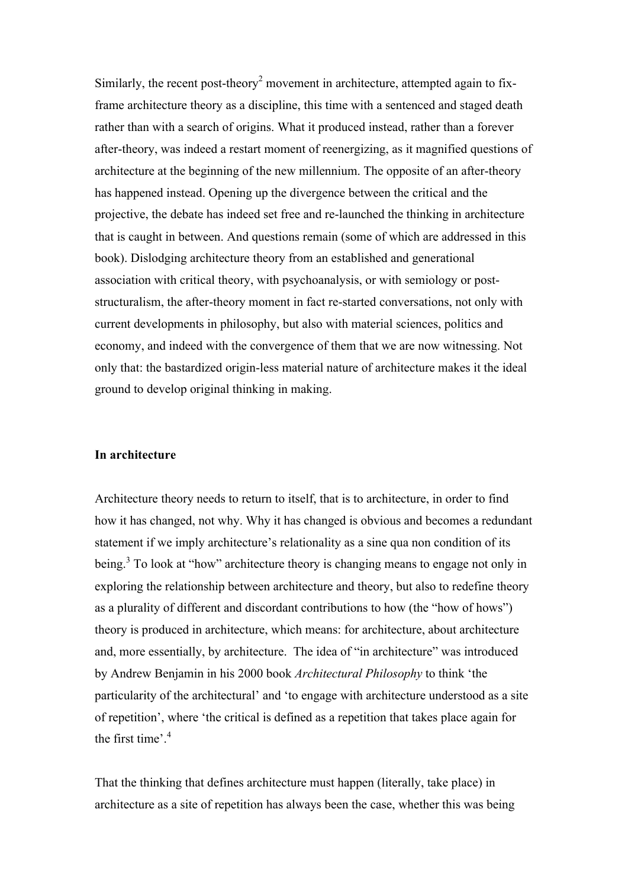Similarly, the recent post-theory[2] movement in architecture, attempted again to fix-frame architecture theory as a discipline, this time with a sentenced and staged death rather than with a search of origins. What it produced instead, rather than a forever after-theory, was indeed a restart moment of reenergizing, as it magnified questions of architecture at the beginning of the new millennium. The opposite of an after-theory has happened instead. Opening up the divergence between the critical and the projective, the debate has indeed set free and re-launched the thinking in architecture that is caught in between. And questions remain (some of which are addressed in this book). Dislodging architecture theory from an established and generational association with critical theory, with psychoanalysis, or with semiology or post-structuralism, the after-theory moment in fact re-started conversations, not only with current developments in philosophy, but also with material sciences, politics and economy, and indeed with the convergence of them that we are now witnessing. Not only that: the bastardized origin-less material nature of architecture makes it the ideal ground to develop original thinking in making.

**In architecture**

Architecture theory needs to return to itself, that is to architecture, in order to find how it has changed, not why. Why it has changed is obvious and becomes a redundant statement if we imply architecture's relationality as a sine qua non condition of its being.[3] To look at "how" architecture theory is changing means to engage not only in exploring the relationship between architecture and theory, but also to redefine theory as a plurality of different and discordant contributions to how (the "how of hows") theory is produced in architecture, which means: for architecture, about architecture and, more essentially, by architecture. The idea of "in architecture" was introduced by Andrew Benjamin in his 2000 book *Architectural Philosophy* to think 'the particularity of the architectural' and 'to engage with architecture understood as a site of repetition', where 'the critical is defined as a repetition that takes place again for the first time'.[4]

That the thinking that defines architecture must happen (literally, take place) in architecture as a site of repetition has always been the case, whether this was being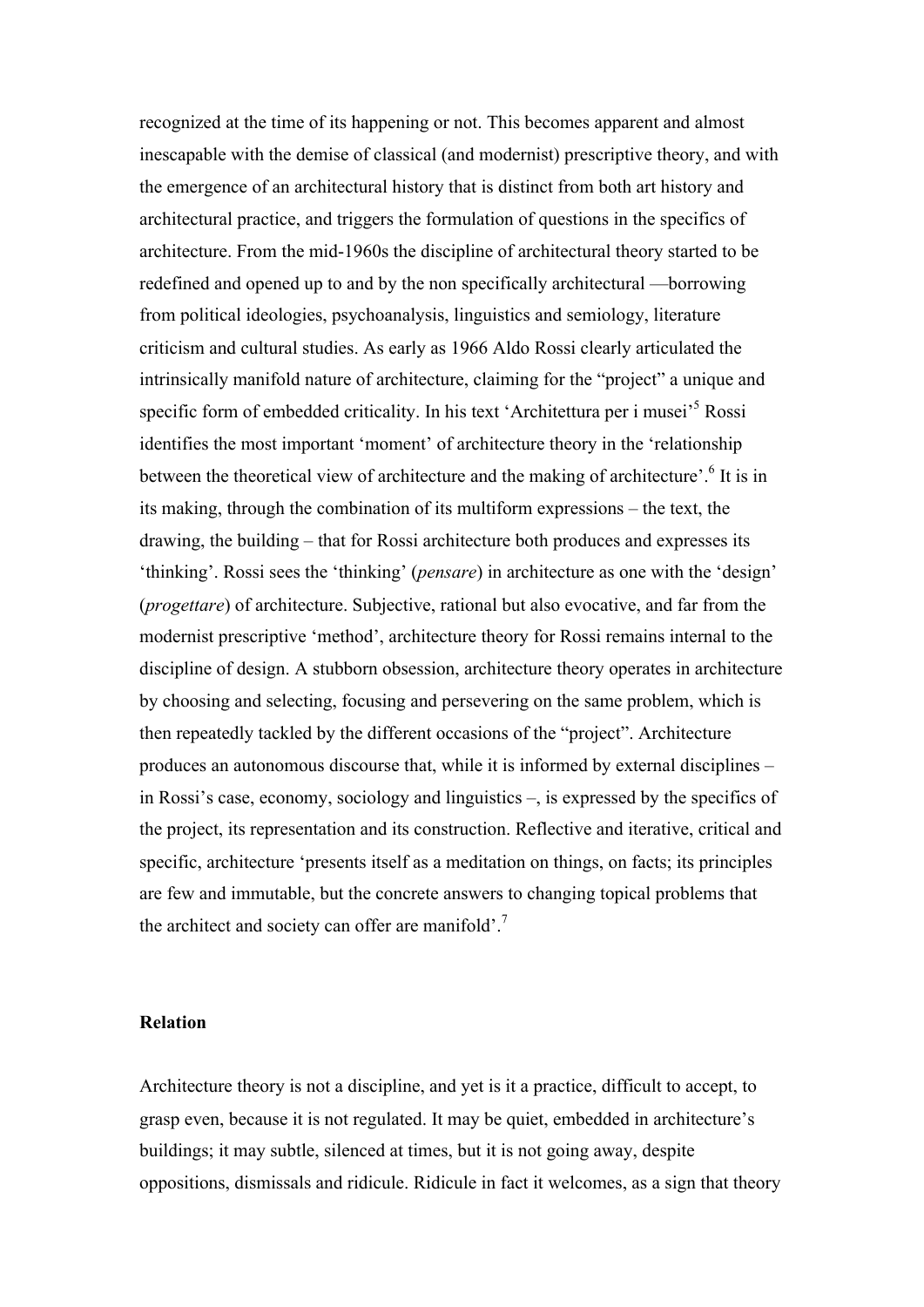recognized at the time of its happening or not. This becomes apparent and almost inescapable with the demise of classical (and modernist) prescriptive theory, and with the emergence of an architectural history that is distinct from both art history and architectural practice, and triggers the formulation of questions in the specifics of architecture. From the mid-1960s the discipline of architectural theory started to be redefined and opened up to and by the non specifically architectural —borrowing from political ideologies, psychoanalysis, linguistics and semiology, literature criticism and cultural studies. As early as 1966 Aldo Rossi clearly articulated the intrinsically manifold nature of architecture, claiming for the "project" a unique and specific form of embedded criticality. In his text 'Architettura per i musei'[5] Rossi identifies the most important 'moment' of architecture theory in the 'relationship between the theoretical view of architecture and the making of architecture'.[6] It is in its making, through the combination of its multiform expressions – the text, the drawing, the building – that for Rossi architecture both produces and expresses its 'thinking'. Rossi sees the 'thinking' (*pensare*) in architecture as one with the 'design' (*progettare*) of architecture. Subjective, rational but also evocative, and far from the modernist prescriptive 'method', architecture theory for Rossi remains internal to the discipline of design. A stubborn obsession, architecture theory operates in architecture by choosing and selecting, focusing and persevering on the same problem, which is then repeatedly tackled by the different occasions of the "project". Architecture produces an autonomous discourse that, while it is informed by external disciplines – in Rossi's case, economy, sociology and linguistics –, is expressed by the specifics of the project, its representation and its construction. Reflective and iterative, critical and specific, architecture 'presents itself as a meditation on things, on facts; its principles are few and immutable, but the concrete answers to changing topical problems that the architect and society can offer are manifold'.[7]

**Relation**

Architecture theory is not a discipline, and yet is it a practice, difficult to accept, to grasp even, because it is not regulated. It may be quiet, embedded in architecture's buildings; it may subtle, silenced at times, but it is not going away, despite oppositions, dismissals and ridicule. Ridicule in fact it welcomes, as a sign that theory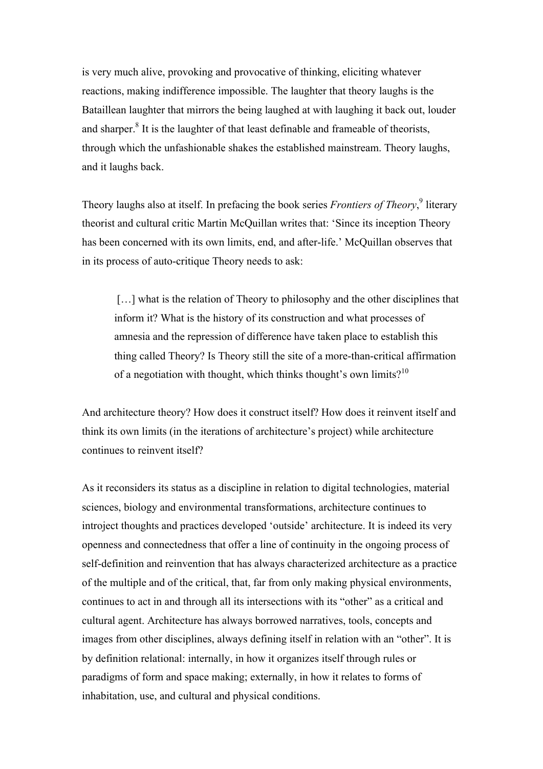is very much alive, provoking and provocative of thinking, eliciting whatever reactions, making indifference impossible. The laughter that theory laughs is the Bataillean laughter that mirrors the being laughed at with laughing it back out, louder and sharper.[8] It is the laughter of that least definable and frameable of theorists, through which the unfashionable shakes the established mainstream. Theory laughs, and it laughs back.

Theory laughs also at itself. In prefacing the book series *Frontiers of Theory*,[9] literary theorist and cultural critic Martin McQuillan writes that: 'Since its inception Theory has been concerned with its own limits, end, and after-life.' McQuillan observes that in its process of auto-critique Theory needs to ask:

> […] what is the relation of Theory to philosophy and the other disciplines that inform it? What is the history of its construction and what processes of amnesia and the repression of difference have taken place to establish this thing called Theory? Is Theory still the site of a more-than-critical affirmation of a negotiation with thought, which thinks thought's own limits?[10]

And architecture theory? How does it construct itself? How does it reinvent itself and think its own limits (in the iterations of architecture's project) while architecture continues to reinvent itself?

As it reconsiders its status as a discipline in relation to digital technologies, material sciences, biology and environmental transformations, architecture continues to introject thoughts and practices developed 'outside' architecture. It is indeed its very openness and connectedness that offer a line of continuity in the ongoing process of self-definition and reinvention that has always characterized architecture as a practice of the multiple and of the critical, that, far from only making physical environments, continues to act in and through all its intersections with its "other" as a critical and cultural agent. Architecture has always borrowed narratives, tools, concepts and images from other disciplines, always defining itself in relation with an "other". It is by definition relational: internally, in how it organizes itself through rules or paradigms of form and space making; externally, in how it relates to forms of inhabitation, use, and cultural and physical conditions.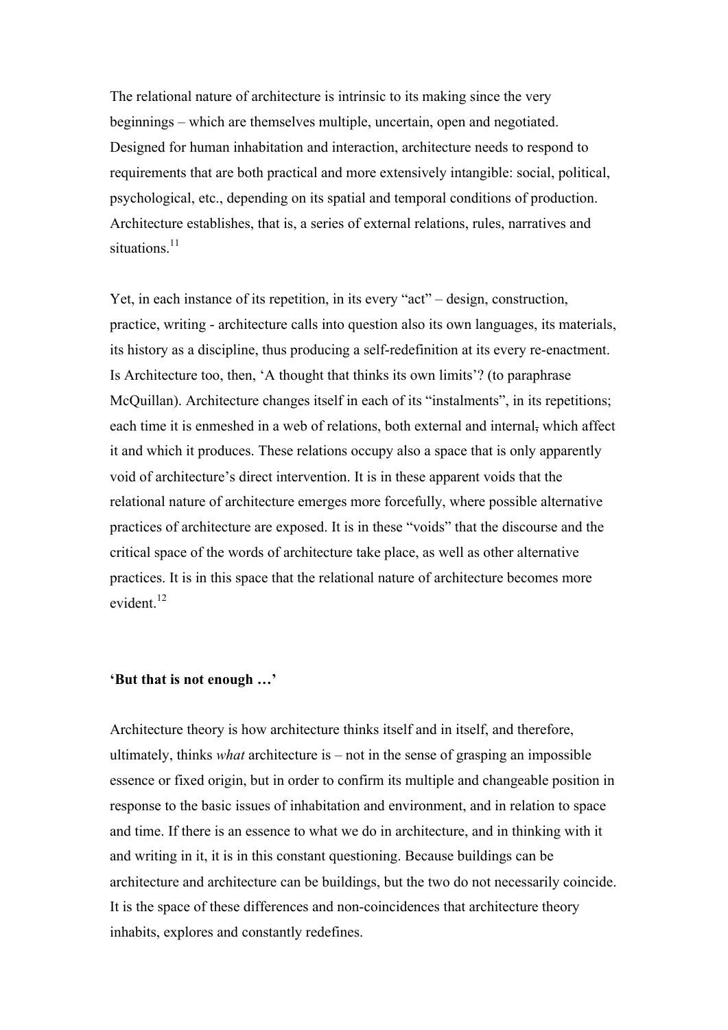The relational nature of architecture is intrinsic to its making since the very beginnings – which are themselves multiple, uncertain, open and negotiated. Designed for human inhabitation and interaction, architecture needs to respond to requirements that are both practical and more extensively intangible: social, political, psychological, etc., depending on its spatial and temporal conditions of production. Architecture establishes, that is, a series of external relations, rules, narratives and situations.[11]

Yet, in each instance of its repetition, in its every "act" – design, construction, practice, writing - architecture calls into question also its own languages, its materials, its history as a discipline, thus producing a self-redefinition at its every re-enactment. Is Architecture too, then, 'A thought that thinks its own limits'? (to paraphrase McQuillan). Architecture changes itself in each of its "instalments", in its repetitions; each time it is enmeshed in a web of relations, both external and internal, which affect it and which it produces. These relations occupy also a space that is only apparently void of architecture's direct intervention. It is in these apparent voids that the relational nature of architecture emerges more forcefully, where possible alternative practices of architecture are exposed. It is in these "voids" that the discourse and the critical space of the words of architecture take place, as well as other alternative practices. It is in this space that the relational nature of architecture becomes more evident.[12]

**'But that is not enough …'**

Architecture theory is how architecture thinks itself and in itself, and therefore, ultimately, thinks *what* architecture is – not in the sense of grasping an impossible essence or fixed origin, but in order to confirm its multiple and changeable position in response to the basic issues of inhabitation and environment, and in relation to space and time. If there is an essence to what we do in architecture, and in thinking with it and writing in it, it is in this constant questioning. Because buildings can be architecture and architecture can be buildings, but the two do not necessarily coincide. It is the space of these differences and non-coincidences that architecture theory inhabits, explores and constantly redefines.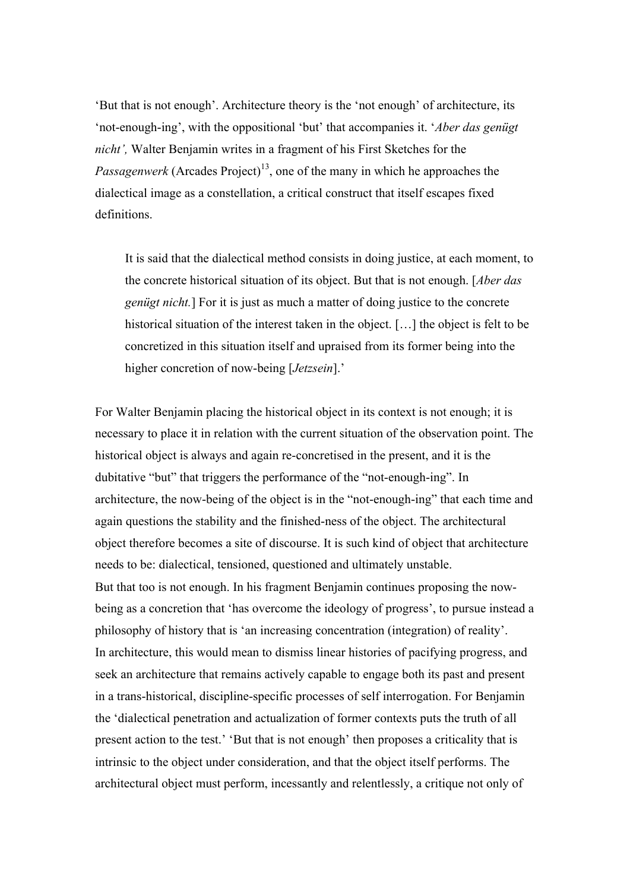'But that is not enough'. Architecture theory is the 'not enough' of architecture, its 'not-enough-ing', with the oppositional 'but' that accompanies it. '*Aber das genügt nicht',* Walter Benjamin writes in a fragment of his First Sketches for the *Passagenwerk* (Arcades Project)[13], one of the many in which he approaches the dialectical image as a constellation, a critical construct that itself escapes fixed definitions.

> It is said that the dialectical method consists in doing justice, at each moment, to the concrete historical situation of its object. But that is not enough. [*Aber das genügt nicht.*] For it is just as much a matter of doing justice to the concrete historical situation of the interest taken in the object. […] the object is felt to be concretized in this situation itself and upraised from its former being into the higher concretion of now-being [*Jetzsein*].'

For Walter Benjamin placing the historical object in its context is not enough; it is necessary to place it in relation with the current situation of the observation point. The historical object is always and again re-concretised in the present, and it is the dubitative "but" that triggers the performance of the "not-enough-ing". In architecture, the now-being of the object is in the "not-enough-ing" that each time and again questions the stability and the finished-ness of the object. The architectural object therefore becomes a site of discourse. It is such kind of object that architecture needs to be: dialectical, tensioned, questioned and ultimately unstable.

But that too is not enough. In his fragment Benjamin continues proposing the now-being as a concretion that 'has overcome the ideology of progress', to pursue instead a philosophy of history that is 'an increasing concentration (integration) of reality'. In architecture, this would mean to dismiss linear histories of pacifying progress, and seek an architecture that remains actively capable to engage both its past and present in a trans-historical, discipline-specific processes of self interrogation. For Benjamin the 'dialectical penetration and actualization of former contexts puts the truth of all present action to the test.' 'But that is not enough' then proposes a criticality that is intrinsic to the object under consideration, and that the object itself performs. The architectural object must perform, incessantly and relentlessly, a critique not only of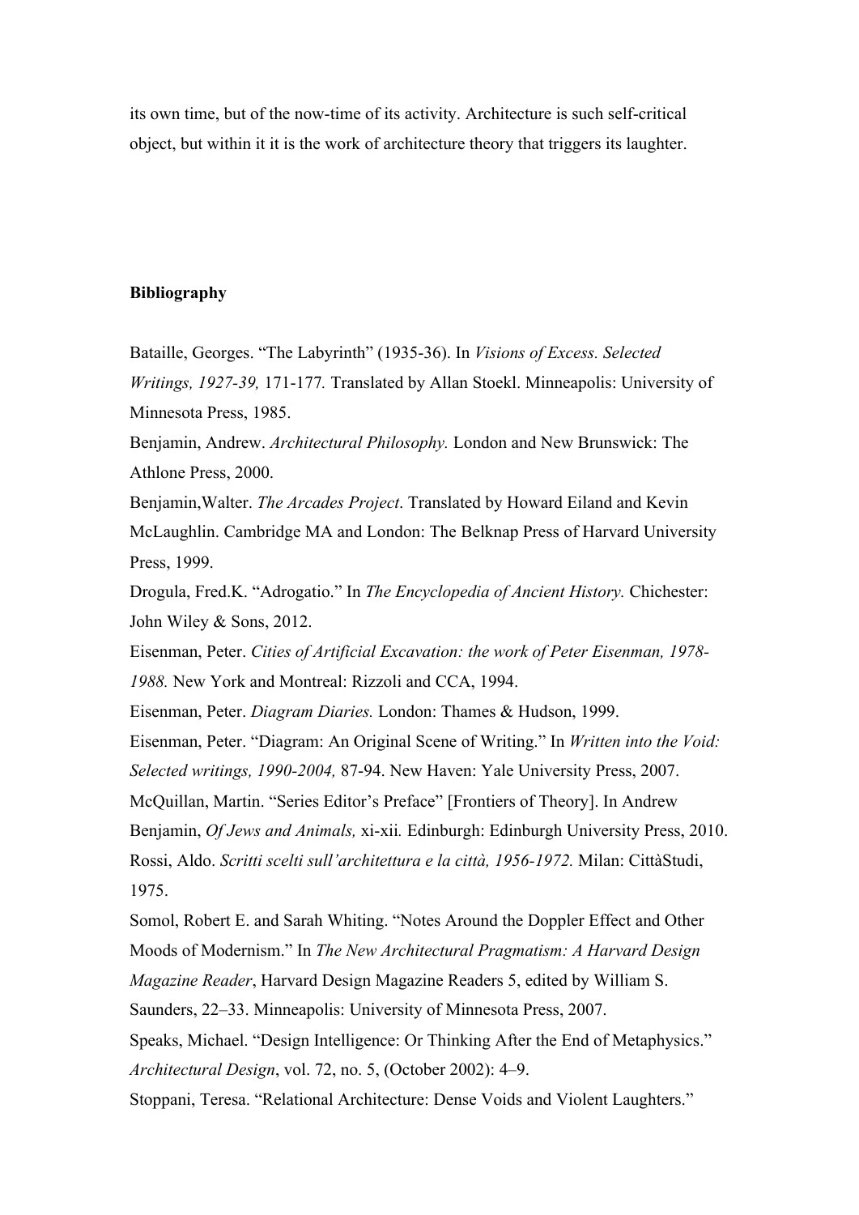its own time, but of the now-time of its activity. Architecture is such self-critical object, but within it it is the work of architecture theory that triggers its laughter.

**Bibliography**

Bataille, Georges. “The Labyrinth” (1935-36). In *Visions of Excess. Selected Writings, 1927-39,* 171-177*.* Translated by Allan Stoekl. Minneapolis: University of Minnesota Press, 1985.

Benjamin, Andrew. *Architectural Philosophy.* London and New Brunswick: The Athlone Press, 2000.

Benjamin,Walter. *The Arcades Project*. Translated by Howard Eiland and Kevin McLaughlin. Cambridge MA and London: The Belknap Press of Harvard University Press, 1999.

Drogula, Fred.K. “Adrogatio.” In *The Encyclopedia of Ancient History.* Chichester: John Wiley & Sons, 2012.

Eisenman, Peter. *Cities of Artificial Excavation: the work of Peter Eisenman, 1978-1988.* New York and Montreal: Rizzoli and CCA, 1994.

Eisenman, Peter. *Diagram Diaries.* London: Thames & Hudson, 1999.

Eisenman, Peter. “Diagram: An Original Scene of Writing.” In *Written into the Void: Selected writings, 1990-2004,* 87-94. New Haven: Yale University Press, 2007.

McQuillan, Martin. “Series Editor’s Preface” [Frontiers of Theory]. In Andrew Benjamin, *Of Jews and Animals,* xi-xii*.* Edinburgh: Edinburgh University Press, 2010.

Rossi, Aldo. *Scritti scelti sull’architettura e la città, 1956-1972.* Milan: CittàStudi, 1975.

Somol, Robert E. and Sarah Whiting. “Notes Around the Doppler Effect and Other Moods of Modernism.” In *The New Architectural Pragmatism: A Harvard Design Magazine Reader*, Harvard Design Magazine Readers 5, edited by William S. Saunders, 22–33. Minneapolis: University of Minnesota Press, 2007.

Speaks, Michael. “Design Intelligence: Or Thinking After the End of Metaphysics.” *Architectural Design*, vol. 72, no. 5, (October 2002): 4–9.

Stoppani, Teresa. “Relational Architecture: Dense Voids and Violent Laughters.”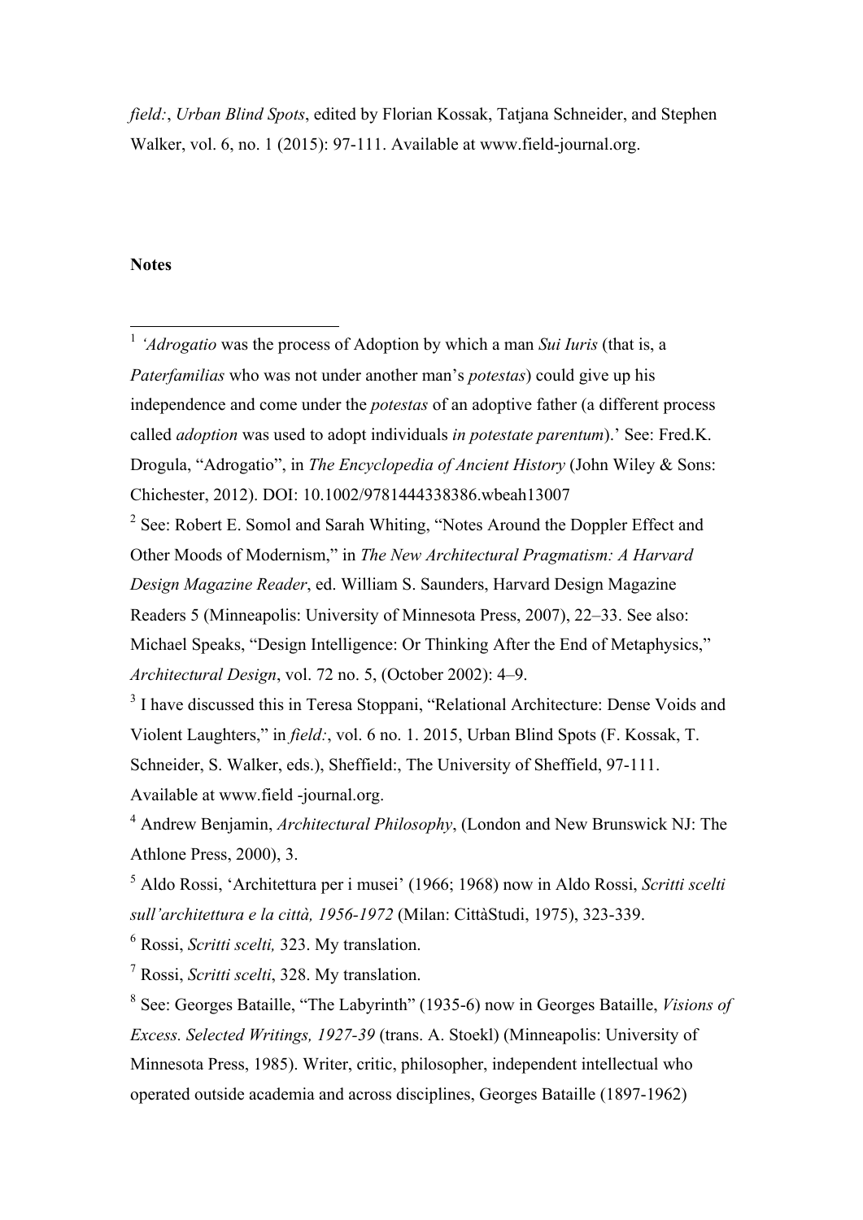*field:*, *Urban Blind Spots*, edited by Florian Kossak, Tatjana Schneider, and Stephen Walker, vol. 6, no. 1 (2015): 97-111. Available at www.field-journal.org.

**Notes**

---

[1] *'Adrogatio* was the process of Adoption by which a man *Sui Iuris* (that is, a *Paterfamilias* who was not under another man's *potestas*) could give up his independence and come under the *potestas* of an adoptive father (a different process called *adoption* was used to adopt individuals *in potestate parentum*).' See: Fred.K. Drogula, "Adrogatio", in *The Encyclopedia of Ancient History* (John Wiley & Sons: Chichester, 2012). DOI: 10.1002/9781444338386.wbeah13007

[2] See: Robert E. Somol and Sarah Whiting, "Notes Around the Doppler Effect and Other Moods of Modernism," in *The New Architectural Pragmatism: A Harvard Design Magazine Reader*, ed. William S. Saunders, Harvard Design Magazine Readers 5 (Minneapolis: University of Minnesota Press, 2007), 22–33. See also: Michael Speaks, "Design Intelligence: Or Thinking After the End of Metaphysics," *Architectural Design*, vol. 72 no. 5, (October 2002): 4–9.

[3] I have discussed this in Teresa Stoppani, "Relational Architecture: Dense Voids and Violent Laughters," in *field:*, vol. 6 no. 1. 2015, Urban Blind Spots (F. Kossak, T. Schneider, S. Walker, eds.), Sheffield:, The University of Sheffield, 97-111. Available at www.field -journal.org.

[4] Andrew Benjamin, *Architectural Philosophy*, (London and New Brunswick NJ: The Athlone Press, 2000), 3.

[5] Aldo Rossi, 'Architettura per i musei' (1966; 1968) now in Aldo Rossi, *Scritti scelti sull'architettura e la città, 1956-1972* (Milan: CittàStudi, 1975), 323-339.

[6] Rossi, *Scritti scelti,* 323. My translation.

[7] Rossi, *Scritti scelti*, 328. My translation.

[8] See: Georges Bataille, "The Labyrinth" (1935-6) now in Georges Bataille, *Visions of Excess. Selected Writings, 1927-39* (trans. A. Stoekl) (Minneapolis: University of Minnesota Press, 1985). Writer, critic, philosopher, independent intellectual who operated outside academia and across disciplines, Georges Bataille (1897-1962)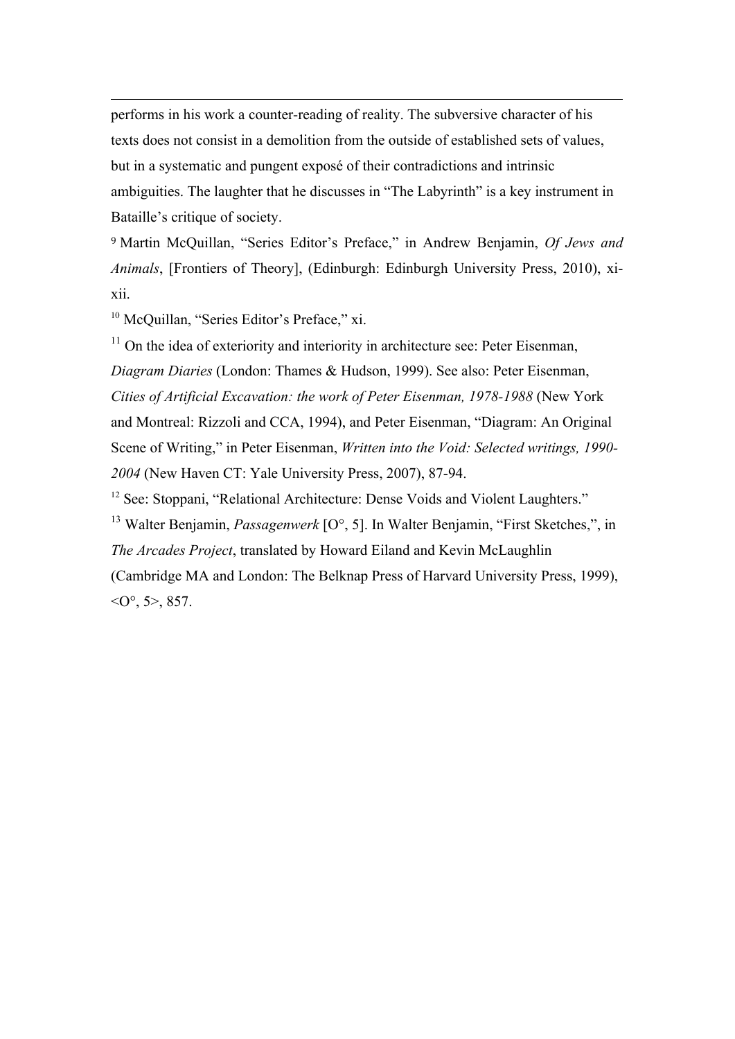performs in his work a counter-reading of reality. The subversive character of his texts does not consist in a demolition from the outside of established sets of values, but in a systematic and pungent exposé of their contradictions and intrinsic ambiguities. The laughter that he discusses in "The Labyrinth" is a key instrument in Bataille's critique of society.

[9] Martin McQuillan, "Series Editor's Preface," in Andrew Benjamin, *Of Jews and Animals*, [Frontiers of Theory], (Edinburgh: Edinburgh University Press, 2010), xi-xii.

[10] McQuillan, "Series Editor's Preface," xi.

[11] On the idea of exteriority and interiority in architecture see: Peter Eisenman, *Diagram Diaries* (London: Thames & Hudson, 1999). See also: Peter Eisenman, *Cities of Artificial Excavation: the work of Peter Eisenman, 1978-1988* (New York and Montreal: Rizzoli and CCA, 1994), and Peter Eisenman, "Diagram: An Original Scene of Writing," in Peter Eisenman, *Written into the Void: Selected writings, 1990-2004* (New Haven CT: Yale University Press, 2007), 87-94.

[12] See: Stoppani, "Relational Architecture: Dense Voids and Violent Laughters."

[13] Walter Benjamin, *Passagenwerk* [O°, 5]. In Walter Benjamin, "First Sketches,", in *The Arcades Project*, translated by Howard Eiland and Kevin McLaughlin (Cambridge MA and London: The Belknap Press of Harvard University Press, 1999), <O°, 5>, 857.